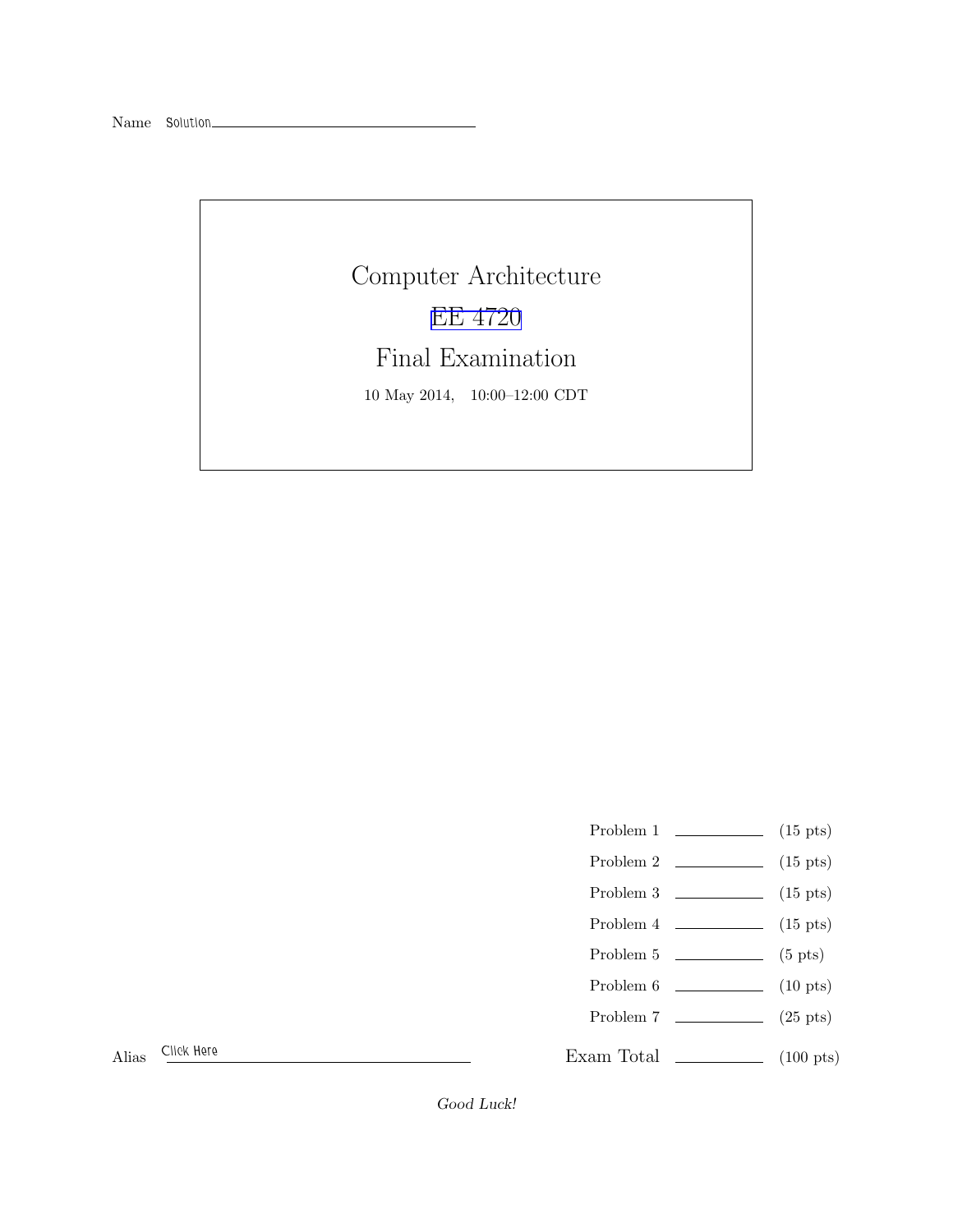Name Solution

# Computer Architecture

## EE 4720

## Final Examination

10 May 2014, 10:00–12:00 CDT

| | | |
|---|---|---|
| Problem 1 | | (15 pts) |
| Problem 2 | | (15 pts) |
| Problem 3 | | (15 pts) |
| Problem 4 | | (15 pts) |
| Problem 5 | | (5 pts) |
| Problem 6 | | (10 pts) |
| Problem 7 | | (25 pts) |
| Exam Total | | (100 pts) |

Alias Click Here

*Good Luck!*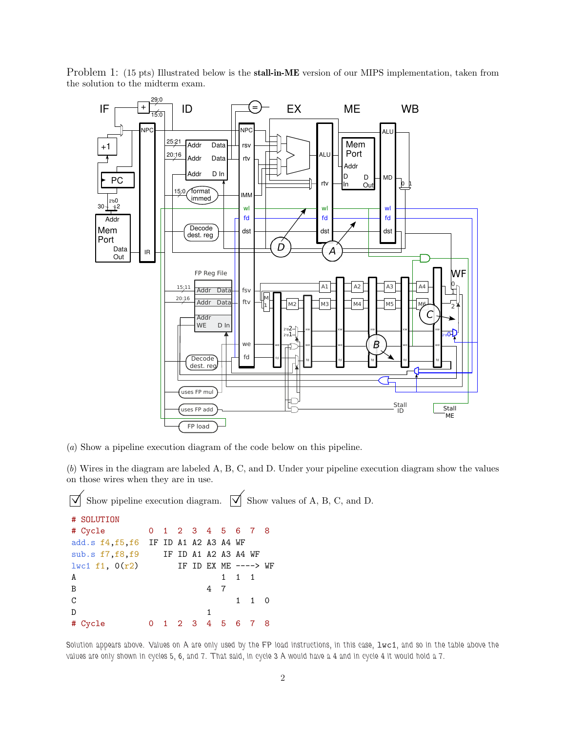Problem 1: (15 pts) Illustrated below is the **stall-in-ME** version of our MIPS implementation, taken from the solution to the midterm exam.

(*a*) Show a pipeline execution diagram of the code below on this pipeline.

(*b*) Wires in the diagram are labeled A, B, C, and D. Under your pipeline execution diagram show the values on those wires when they are in use.

☑ Show pipeline execution diagram. ☑ Show values of A, B, C, and D.

```
# SOLUTION
# Cycle          0  1  2  3  4  5  6  7  8
add.s f4,f5,f6   IF ID A1 A2 A3 A4 WF
sub.s f7,f8,f9      IF ID A1 A2 A3 A4 WF
lwc1 f1, 0(r2)         IF ID EX ME ----> WF
A                               1  1  1
B                            4  7
C                                  1  1  0
D                            1
# Cycle          0  1  2  3  4  5  6  7  8
```

Solution appears above. Values on A are only used by the FP load instructions, in this case, `lwc1`, and so in the table above the values are only shown in cycles 5, 6, and 7. That said, in cycle 3 A would have a 4 and in cycle 4 it would hold a 7.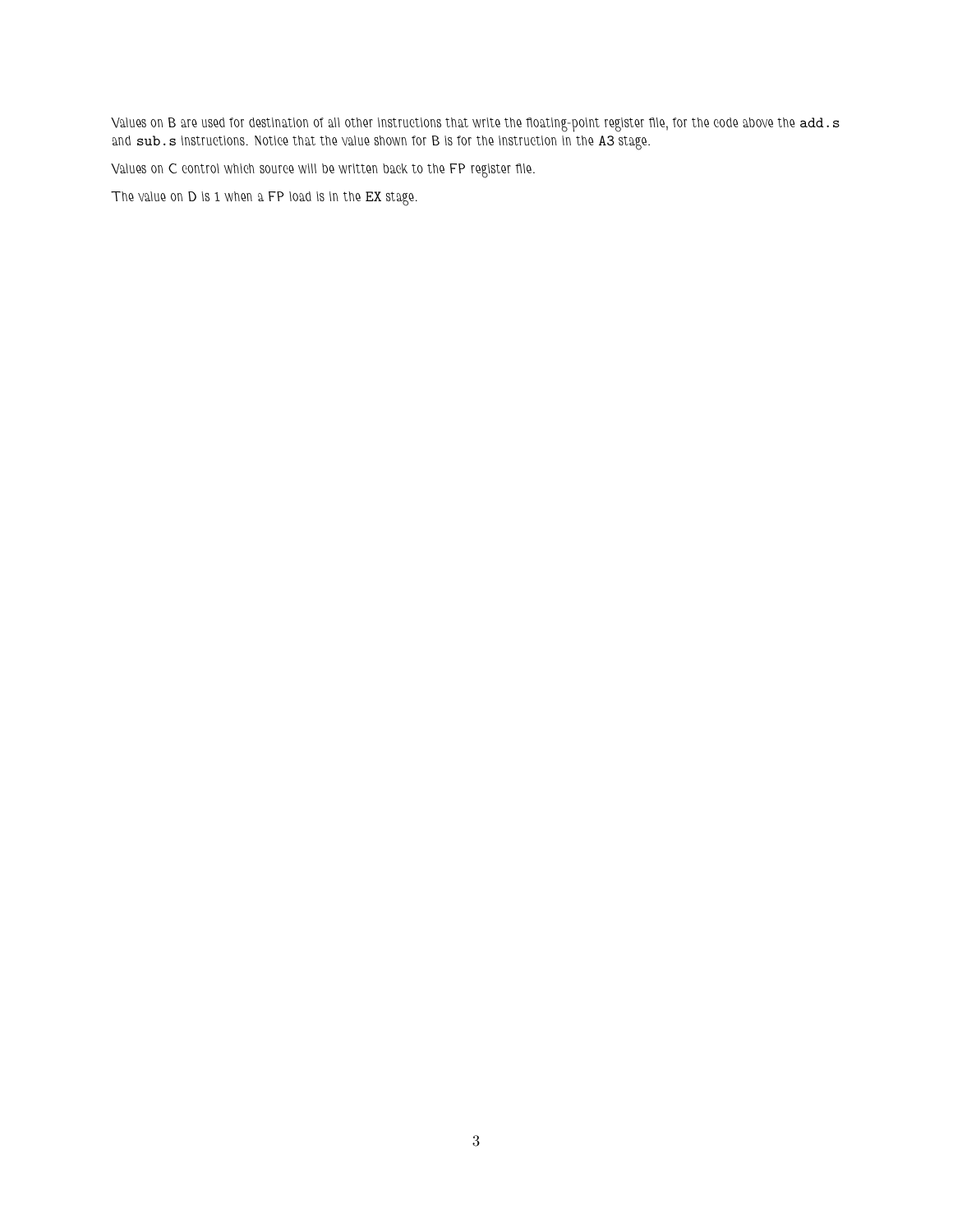Values on B are used for destination of all other instructions that write the floating-point register file, for the code above the `add.s` and `sub.s` instructions. Notice that the value shown for B is for the instruction in the A3 stage.

Values on C control which source will be written back to the FP register file.

The value on D is 1 when a FP load is in the EX stage.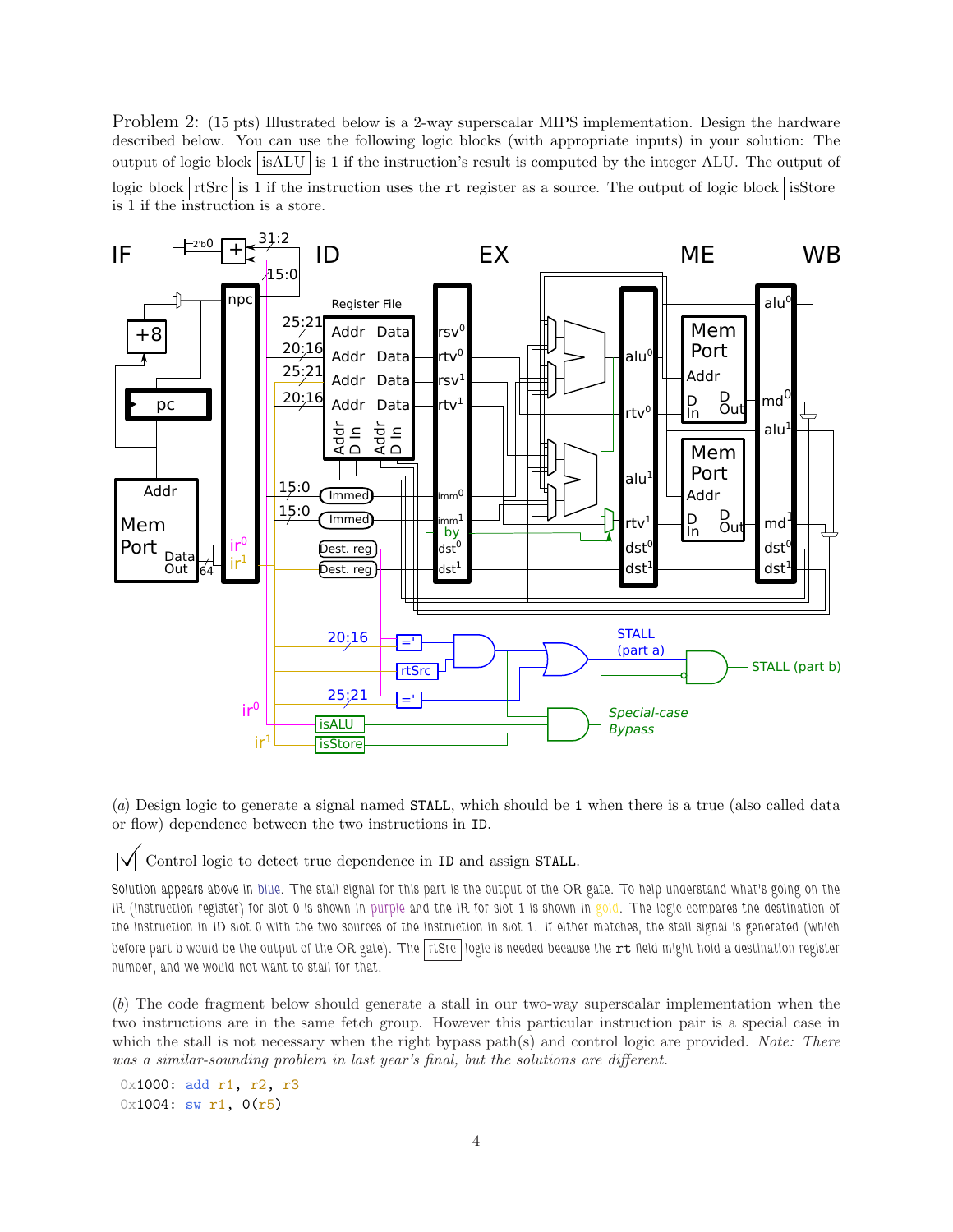Problem 2: (15 pts) Illustrated below is a 2-way superscalar MIPS implementation. Design the hardware described below. You can use the following logic blocks (with appropriate inputs) in your solution: The output of logic block isALU is 1 if the instruction's result is computed by the integer ALU. The output of logic block rtSrc is 1 if the instruction uses the `rt` register as a source. The output of logic block isStore is 1 if the instruction is a store.

(*a*) Design logic to generate a signal named `STALL`, which should be `1` when there is a true (also called data or flow) dependence between the two instructions in `ID`.

☑ Control logic to detect true dependence in `ID` and assign `STALL`.

Solution appears above in blue. The stall signal for this part is the output of the OR gate. To help understand what's going on the IR (instruction register) for slot 0 is shown in purple and the IR for slot 1 is shown in gold. The logic compares the destination of the instruction in ID slot 0 with the two sources of the instruction in slot 1. If either matches, the stall signal is generated (which before part b would be the output of the OR gate). The rtSrc logic is needed because the `rt` field might hold a destination register number, and we would not want to stall for that.

(*b*) The code fragment below should generate a stall in our two-way superscalar implementation when the two instructions are in the same fetch group. However this particular instruction pair is a special case in which the stall is not necessary when the right bypass path(s) and control logic are provided. *Note: There was a similar-sounding problem in last year's final, but the solutions are different.*

```
0x1000: add r1, r2, r3
0x1004: sw r1, 0(r5)
```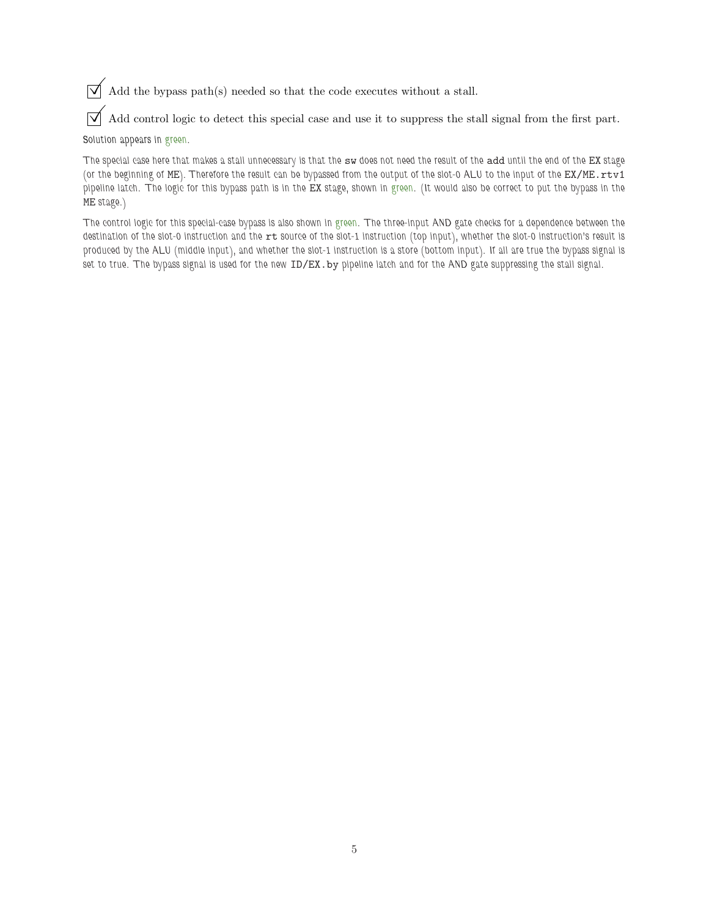☑ Add the bypass path(s) needed so that the code executes without a stall.

☑ Add control logic to detect this special case and use it to suppress the stall signal from the first part.

Solution appears in green.

The special case here that makes a stall unnecessary is that the `sw` does not need the result of the `add` until the end of the EX stage (or the beginning of ME). Therefore the result can be bypassed from the output of the slot-0 ALU to the input of the `EX/ME.rtv1` pipeline latch. The logic for this bypass path is in the EX stage, shown in green. (It would also be correct to put the bypass in the ME stage.)

The control logic for this special-case bypass is also shown in green. The three-input AND gate checks for a dependence between the destination of the slot-0 instruction and the `rt` source of the slot-1 instruction (top input), whether the slot-0 instruction's result is produced by the ALU (middle input), and whether the slot-1 instruction is a store (bottom input). If all are true the bypass signal is set to true. The bypass signal is used for the new `ID/EX.by` pipeline latch and for the AND gate suppressing the stall signal.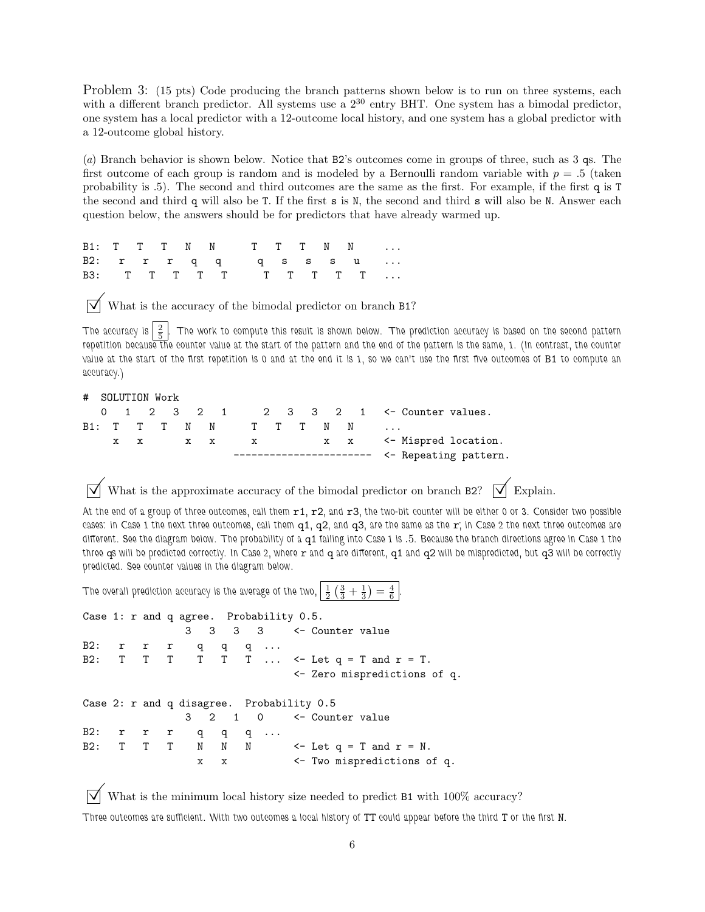Problem 3: (15 pts) Code producing the branch patterns shown below is to run on three systems, each with a different branch predictor. All systems use a $2^{30}$ entry BHT. One system has a bimodal predictor, one system has a local predictor with a 12-outcome local history, and one system has a global predictor with a 12-outcome global history.

(*a*) Branch behavior is shown below. Notice that B2's outcomes come in groups of three, such as 3 qs. The first outcome of each group is random and is modeled by a Bernoulli random variable with $p = .5$ (taken probability is .5). The second and third outcomes are the same as the first. For example, if the first q is T the second and third q will also be T. If the first s is N, the second and third s will also be N. Answer each question below, the answers should be for predictors that have already warmed up.

```
B1:  T   T   T   N   N      T   T   T   N   N     ...
B2:    r   r   r   q   q      q   s   s   s   u   ...
B3:    T   T   T   T   T      T   T   T   T   T   ...
```

☑ What is the accuracy of the bimodal predictor on branch B1?

The accuracy is $\boxed{\frac{2}{5}}$. The work to compute this result is shown below. The prediction accuracy is based on the second pattern repetition because the counter value at the start of the pattern and the end of the pattern is the same, 1. (In contrast, the counter value at the start of the first repetition is 0 and at the end it is 1, so we can't use the first five outcomes of B1 to compute an accuracy.)

```
# SOLUTION Work
   0   1   2   3   2   1      2   3   3   2   1   <- Counter values.
B1:  T   T   T   N   N      T   T   T   N   N     ...
     x   x       x   x      x           x   x     <- Mispred location.
                           ----------------------  <- Repeating pattern.
```

☑ What is the approximate accuracy of the bimodal predictor on branch B2? ☑ Explain.

At the end of a group of three outcomes, call them r1, r2, and r3, the two-bit counter will be either 0 or 3. Consider two possible cases: In Case 1 the next three outcomes, call them q1, q2, and q3, are the same as the r; In Case 2 the next three outcomes are different. See the diagram below. The probability of a q1 falling into Case 1 is .5. Because the branch directions agree in Case 1 the three qs will be predicted correctly. In Case 2, where r and q are different, q1 and q2 will be mispredicted, but q3 will be correctly predicted. See counter values in the diagram below.

The overall prediction accuracy is the average of the two, $\boxed{\frac{1}{2}\left(\frac{3}{3}+\frac{1}{3}\right)=\frac{4}{6}}$.

```
Case 1: r and q agree.  Probability 0.5.
                3   3   3   3     <- Counter value
B2:   r   r   r   q   q   q  ...
B2:   T   T   T   T   T   T  ...  <- Let q = T and r = T.
                                  <- Zero mispredictions of q.

Case 2: r and q disagree.  Probability 0.5
                3   2   1   0     <- Counter value
B2:   r   r   r   q   q   q  ...
B2:   T   T   T   N   N   N       <- Let q = T and r = N.
                  x   x           <- Two mispredictions of q.
```

☑ What is the minimum local history size needed to predict B1 with 100% accuracy?

Three outcomes are sufficient. With two outcomes a local history of TT could appear before the third T or the first N.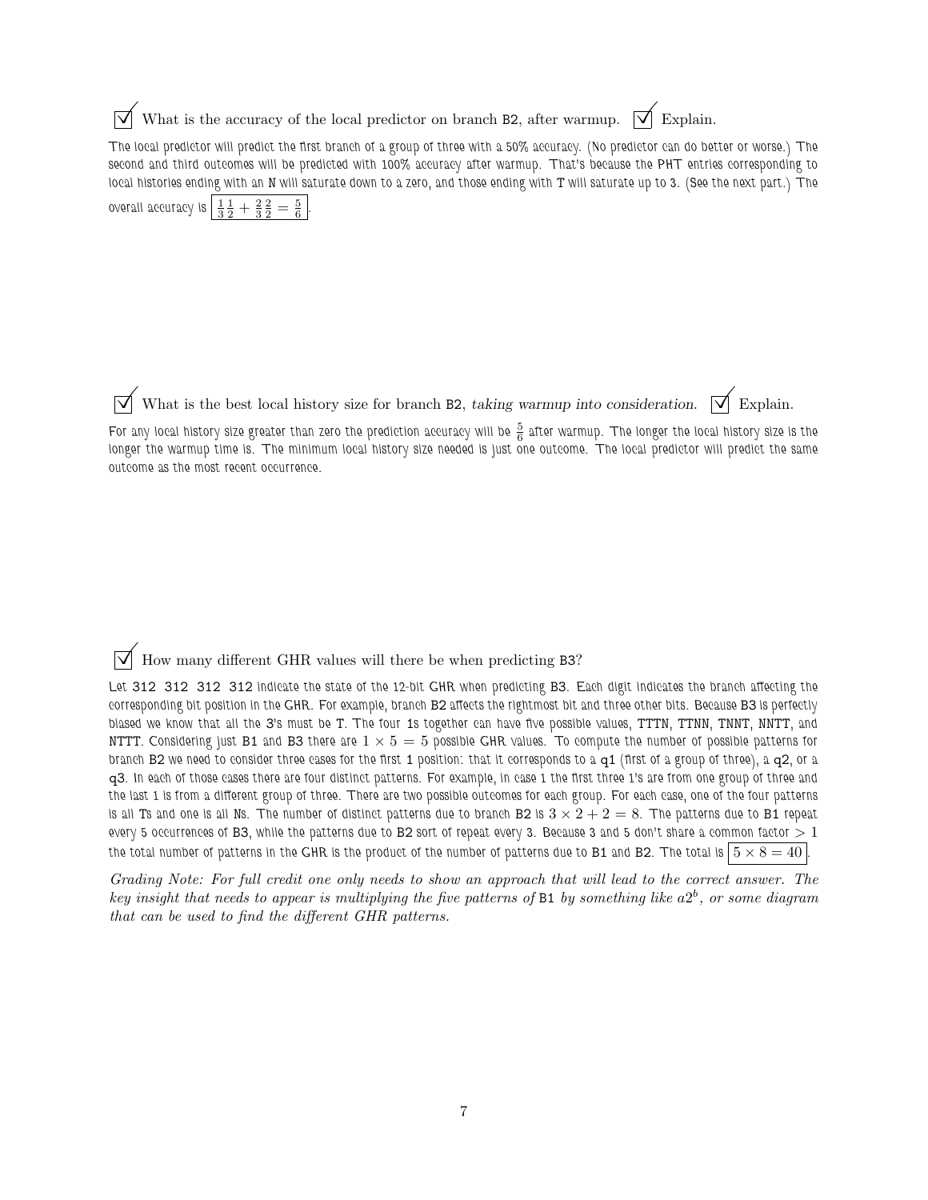☑ What is the accuracy of the local predictor on branch B2, after warmup. ☑ Explain.

The local predictor will predict the first branch of a group of three with a 50% accuracy. (No predictor can do better or worse.) The second and third outcomes will be predicted with 100% accuracy after warmup. That's because the PHT entries corresponding to local histories ending with an N will saturate down to a zero, and those ending with T will saturate up to 3. (See the next part.) The overall accuracy is $\boxed{\frac{1}{3}\frac{1}{2} + \frac{2}{3}\frac{2}{2} = \frac{5}{6}}$.

☑ What is the best local history size for branch B2, *taking warmup into consideration.* ☑ Explain.

For any local history size greater than zero the prediction accuracy will be $\frac{5}{6}$ after warmup. The longer the local history size is the longer the warmup time is. The minimum local history size needed is just one outcome. The local predictor will predict the same outcome as the most recent occurrence.

☑ How many different GHR values will there be when predicting B3?

Let 312 312 312 312 indicate the state of the 12-bit GHR when predicting B3. Each digit indicates the branch affecting the corresponding bit position in the GHR. For example, branch B2 affects the rightmost bit and three other bits. Because B3 is perfectly biased we know that all the 3's must be T. The four 1s together can have five possible values, TTTN, TTNN, TNNT, NNTT, and NTTT. Considering just B1 and B3 there are $1 \times 5 = 5$ possible GHR values. To compute the number of possible patterns for branch B2 we need to consider three cases for the first 1 position: that it corresponds to a q1 (first of a group of three), a q2, or a q3. In each of those cases there are four distinct patterns. For example, in case 1 the first three 1's are from one group of three and the last 1 is from a different group of three. There are two possible outcomes for each group. For each case, one of the four patterns is all Ts and one is all Ns. The number of distinct patterns due to branch B2 is $3 \times 2 + 2 = 8$. The patterns due to B1 repeat every 5 occurrences of B3, while the patterns due to B2 sort of repeat every 3. Because 3 and 5 don't share a common factor $> 1$ the total number of patterns in the GHR is the product of the number of patterns due to B1 and B2. The total is $\boxed{5 \times 8 = 40}$.

*Grading Note: For full credit one only needs to show an approach that will lead to the correct answer. The key insight that needs to appear is multiplying the five patterns of B1 by something like $a2^b$, or some diagram that can be used to find the different GHR patterns.*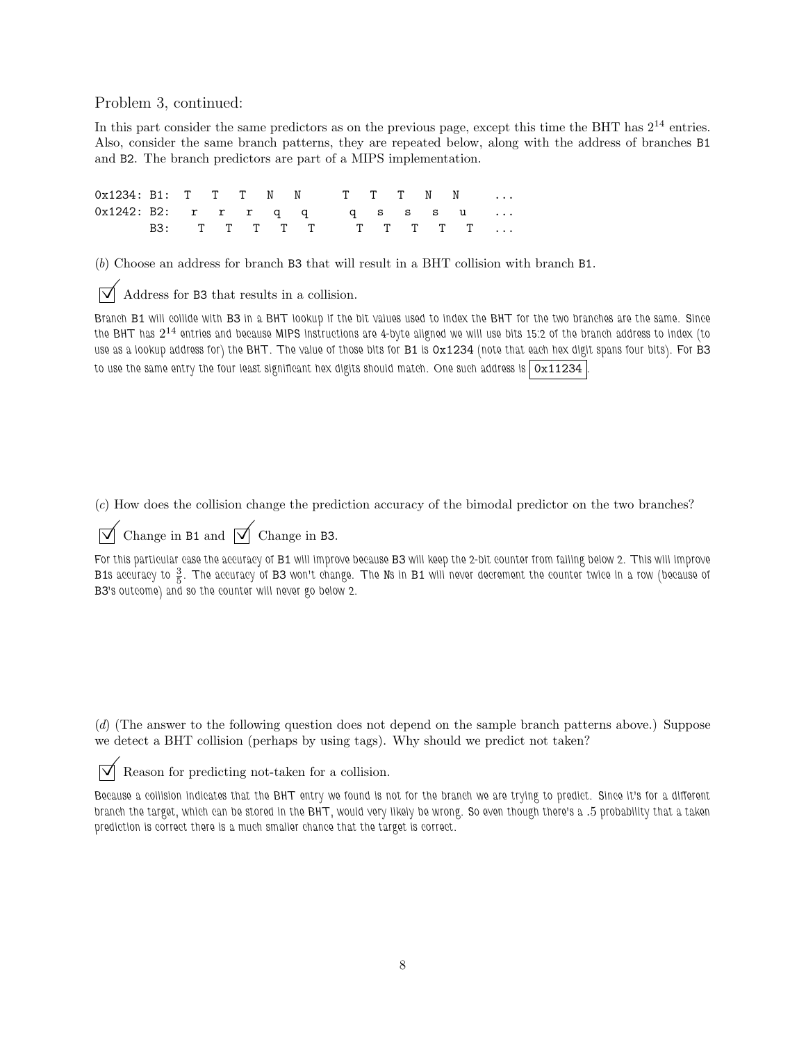Problem 3, continued:

In this part consider the same predictors as on the previous page, except this time the BHT has $2^{14}$ entries. Also, consider the same branch patterns, they are repeated below, along with the address of branches B1 and B2. The branch predictors are part of a MIPS implementation.

```
0x1234: B1:  T   T   T   N   N      T   T   T   N   N     ...
0x1242: B2:    r   r   r   q   q      q   s   s   s   u     ...
        B3:    T   T   T   T   T      T   T   T   T   T   ...
```

(*b*) Choose an address for branch B3 that will result in a BHT collision with branch B1.

☑ Address for B3 that results in a collision.

Branch B1 will collide with B3 in a BHT lookup if the bit values used to index the BHT for the two branches are the same. Since the BHT has $2^{14}$ entries and because MIPS instructions are 4-byte aligned we will use bits 15:2 of the branch address to index (to use as a lookup address for) the BHT. The value of those bits for B1 is 0x1234 (note that each hex digit spans four bits). For B3 to use the same entry the four least significant hex digits should match. One such address is **0x11234**.

(*c*) How does the collision change the prediction accuracy of the bimodal predictor on the two branches?

☑ Change in B1 and ☑ Change in B3.

For this particular case the accuracy of B1 will improve because B3 will keep the 2-bit counter from falling below 2. This will improve B1s accuracy to $\frac{3}{5}$. The accuracy of B3 won't change. The Ns in B1 will never decrement the counter twice in a row (because of B3's outcome) and so the counter will never go below 2.

(*d*) (The answer to the following question does not depend on the sample branch patterns above.) Suppose we detect a BHT collision (perhaps by using tags). Why should we predict not taken?

☑ Reason for predicting not-taken for a collision.

Because a collision indicates that the BHT entry we found is not for the branch we are trying to predict. Since it's for a different branch the target, which can be stored in the BHT, would very likely be wrong. So even though there's a .5 probability that a taken prediction is correct there is a much smaller chance that the target is correct.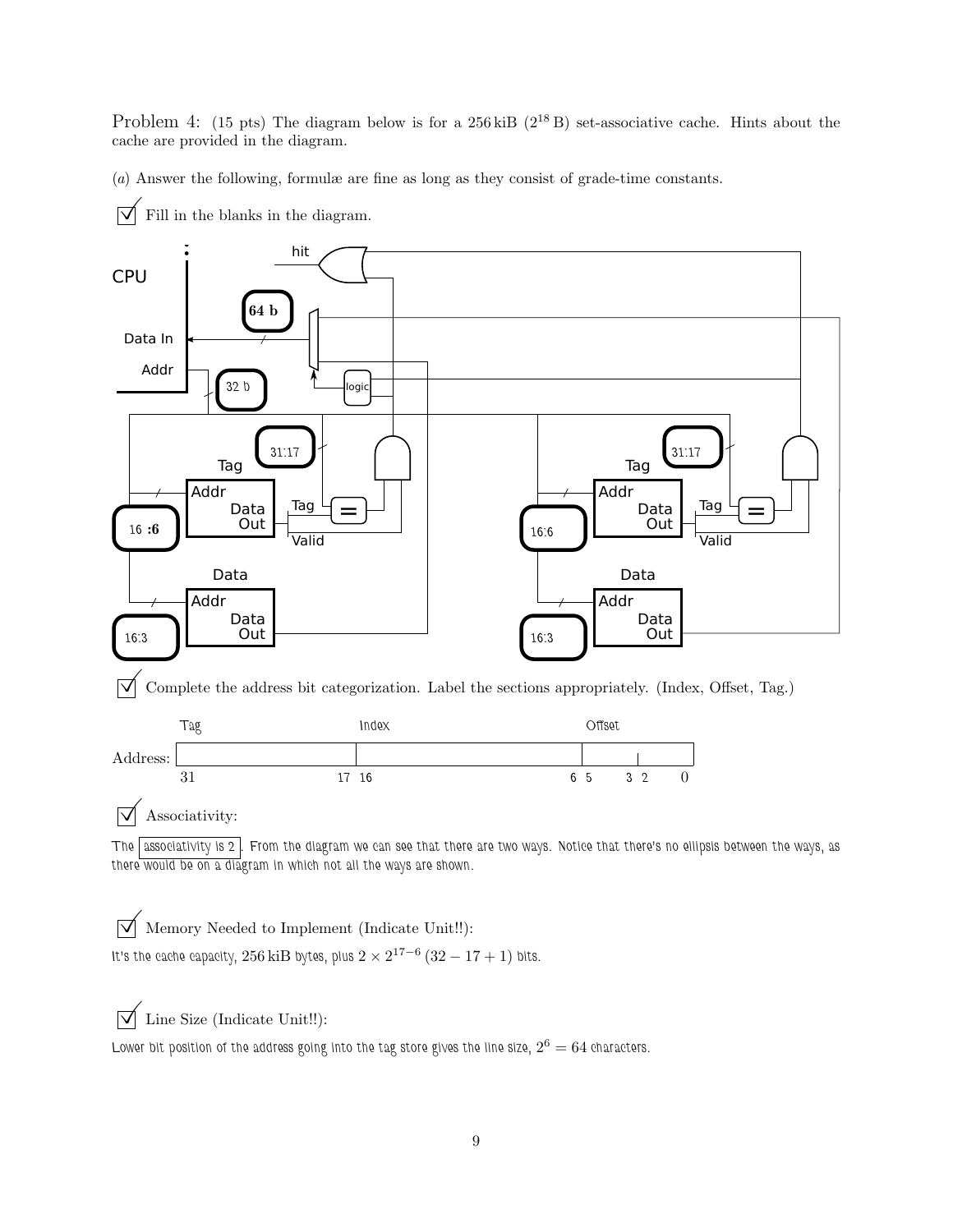Problem 4: (15 pts) The diagram below is for a 256 kiB ($2^{18}$ B) set-associative cache. Hints about the cache are provided in the diagram.

(*a*) Answer the following, formulæ are fine as long as they consist of grade-time constants.

☑ Fill in the blanks in the diagram.

CPU, Data In, Addr, hit, logic, Tag, Addr, Data Out, Tag, Valid, Data, Addr, Data Out

Blanks filled: 64 b; 32 b; 31:17; 16 :6; 16:3; 31:17; 16:6; 16:3

☑ Complete the address bit categorization. Label the sections appropriately. (Index, Offset, Tag.)

| Tag | Index | Offset |
|---|---|---|
| 31 … 17 | 16 … 6 | 5 … 0 (divider at 3 \| 2) |

☑ Associativity:

The associativity is 2. From the diagram we can see that there are two ways. Notice that there's no ellipsis between the ways, as there would be on a diagram in which not all the ways are shown.

☑ Memory Needed to Implement (Indicate Unit!!):

It's the cache capacity, 256 kiB bytes, plus $2 \times 2^{17-6}(32 - 17 + 1)$ bits.

☑ Line Size (Indicate Unit!!):

Lower bit position of the address going into the tag store gives the line size, $2^6 = 64$ characters.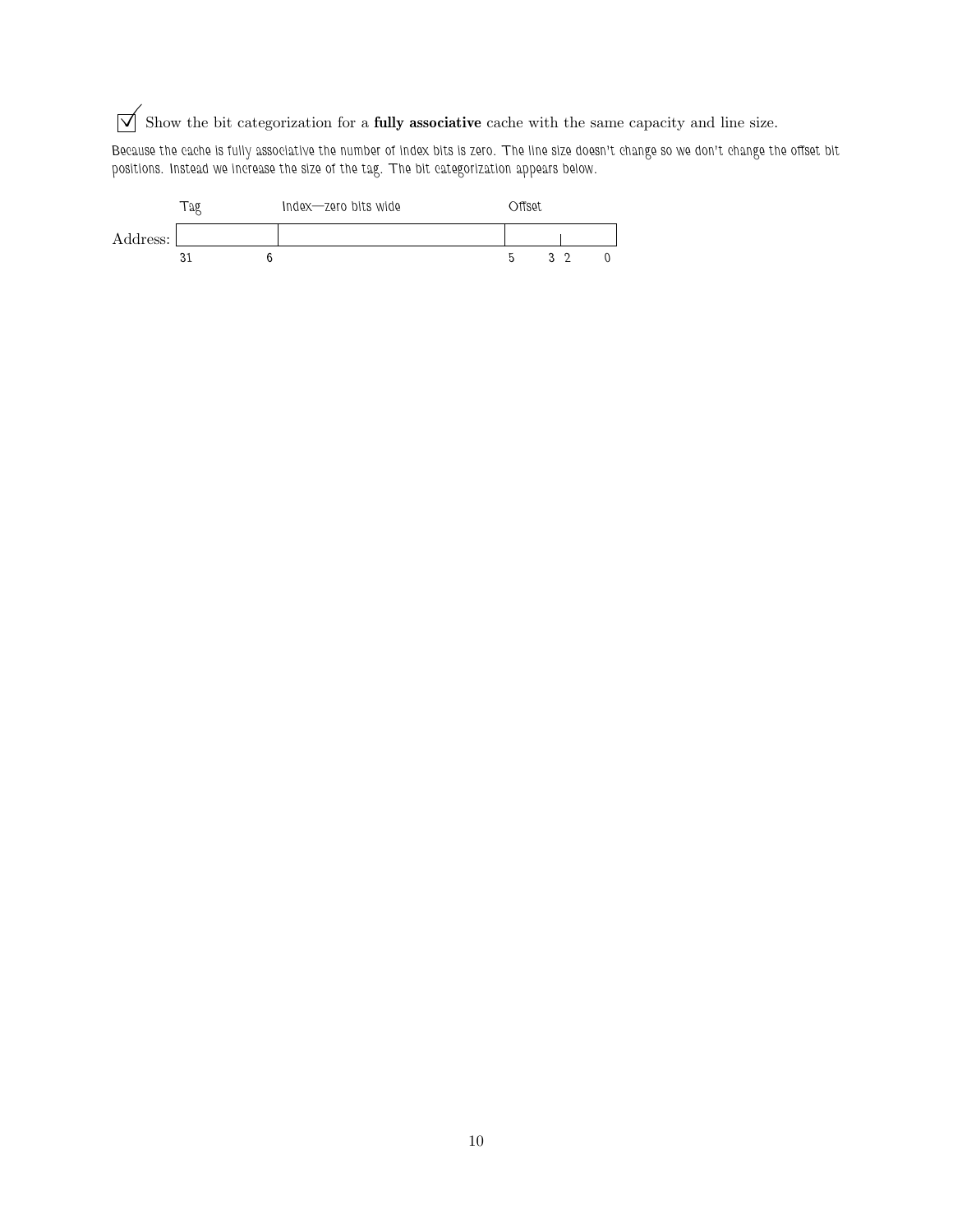☑ Show the bit categorization for a **fully associative** cache with the same capacity and line size.

Because the cache is fully associative the number of index bits is zero. The line size doesn't change so we don't change the offset bit positions. Instead we increase the size of the tag. The bit categorization appears below.

| | Tag | Index—zero bits wide | Offset | |
|---|---|---|---|---|
| Address: | | | | |
| | 31 6 | | 5 3 | 2 0 |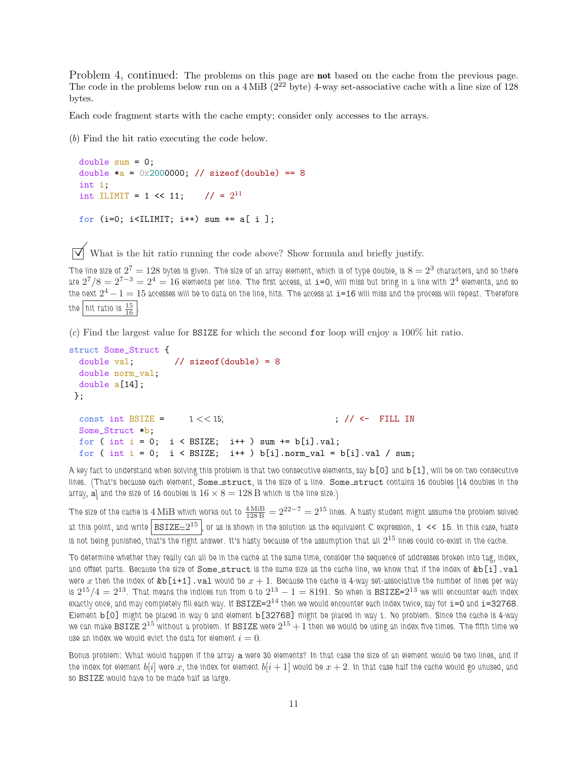**Problem 4, continued:** The problems on this page are **not** based on the cache from the previous page. The code in the problems below run on a 4 MiB ($2^{22}$ byte) 4-way set-associative cache with a line size of 128 bytes.

Each code fragment starts with the cache empty; consider only accesses to the arrays.

(*b*) Find the hit ratio executing the code below.

```
double sum = 0;
double *a = 0x2000000; // sizeof(double) == 8
int i;
int ILIMIT = 1 << 11;    // = 2^11

for (i=0; i<ILIMIT; i++) sum += a[ i ];
```

☑ What is the hit ratio running the code above? Show formula and briefly justify.

The line size of $2^7 = 128$ bytes is given. The size of an array element, which is of type double, is $8 = 2^3$ characters, and so there are $2^7/8 = 2^{7-3} = 2^4 = 16$ elements per line. The first access, at `i=0`, will miss but bring in a line with $2^4$ elements, and so the next $2^4 - 1 = 15$ accesses will be to data on the line, hits. The access at `i=16` will miss and the process will repeat. Therefore the hit ratio is $\frac{15}{16}$.

(*c*) Find the largest value for `BSIZE` for which the second `for` loop will enjoy a 100% hit ratio.

```
struct Some_Struct {
  double val;        // sizeof(double) = 8
  double norm_val;
  double a[14];
 };

  const int BSIZE =     1 << 15;                        ; // <-  FILL IN
  Some_Struct *b;
  for ( int i = 0;  i < BSIZE;  i++ ) sum += b[i].val;
  for ( int i = 0;  i < BSIZE;  i++ ) b[i].norm_val = b[i].val / sum;
```

A key fact to understand when solving this problem is that two consecutive elements, say `b[0]` and `b[1]`, will be on two consecutive lines. (That's because each element, `Some_struct`, is the size of a line. `Some_struct` contains 16 doubles [14 doubles in the array, `a`] and the size of 16 doubles is $16 \times 8 = 128\,\mathrm{B}$ which is the line size.)

The size of the cache is $4\,\mathrm{MiB}$ which works out to $\frac{4\,\mathrm{MiB}}{128\,\mathrm{B}} = 2^{22-7} = 2^{15}$ lines. A hasty student might assume the problem solved at this point, and write $\mathtt{BSIZE}=2^{15}$, or as is shown in the solution as the equivalent C expression, `1 << 15`. In this case, haste is not being punished, that's the right answer. It's hasty because of the assumption that all $2^{15}$ lines could co-exist in the cache.

To determine whether they really can all be in the cache at the same time, consider the sequence of addresses broken into tag, index, and offset parts. Because the size of `Some_struct` is the same size as the cache line, we know that if the index of `&b[i].val` were $x$ then the index of `&b[i+1].val` would be $x + 1$. Because the cache is 4-way set-associative the number of lines per way is $2^{15}/4 = 2^{13}$. That means the indices run from 0 to $2^{13} - 1 = 8191$. So when is $\mathtt{BSIZE}=2^{13}$ we will encounter each index exactly once, and may completely fill each way. If $\mathtt{BSIZE}=2^{14}$ then we would encounter each index twice, say for `i=0` and `i=32768`. Element `b[0]` might be placed in way 0 and element `b[32768]` might be placed in way 1. No problem. Since the cache is 4-way we can make BSIZE $2^{15}$ without a problem. If BSIZE were $2^{15} + 1$ then we would be using an index five times. The fifth time we use an index we would evict the data for element $i = 0$.

Bonus problem: What would happen if the array `a` were 30 elements? In that case the size of an element would be two lines, and if the index for element $b[i]$ were $x$, the index for element $b[i + 1]$ would be $x + 2$. In that case half the cache would go unused, and so BSIZE would have to be made half as large.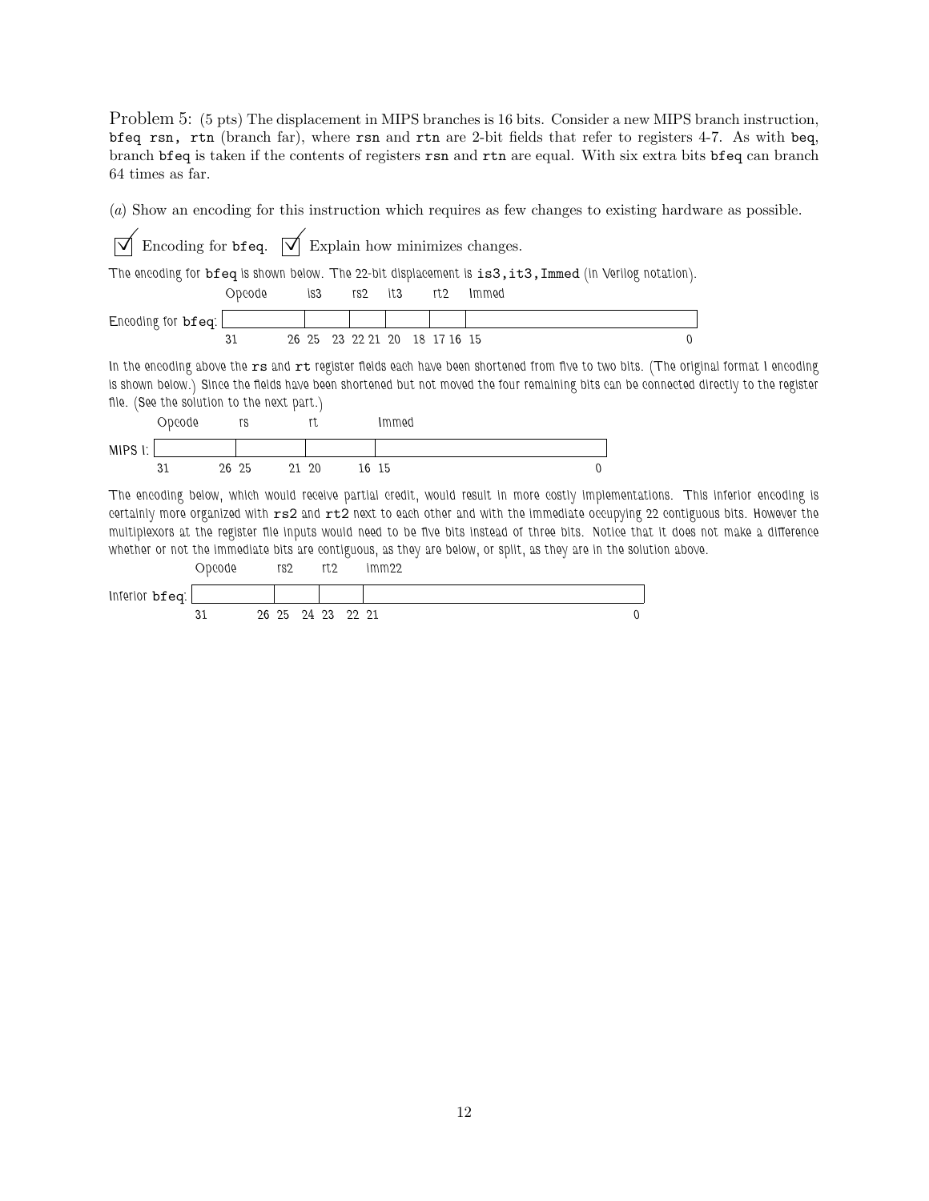Problem 5: (5 pts) The displacement in MIPS branches is 16 bits. Consider a new MIPS branch instruction, `bfeq rsn, rtn` (branch far), where `rsn` and `rtn` are 2-bit fields that refer to registers 4-7. As with `beq`, branch `bfeq` is taken if the contents of registers `rsn` and `rtn` are equal. With six extra bits `bfeq` can branch 64 times as far.

(*a*) Show an encoding for this instruction which requires as few changes to existing hardware as possible.

☑ Encoding for `bfeq`. ☑ Explain how minimizes changes.

The encoding for `bfeq` is shown below. The 22-bit displacement is `is3,it3,Immed` (in Verilog notation).

| | Opcode | is3 | rs2 | it3 | rt2 | Immed |
|---|---|---|---|---|---|---|
| Encoding for `bfeq`: | 31 … 26 | 25 … 23 | 22 21 | 20 … 18 | 17 16 | 15 … 0 |

In the encoding above the `rs` and `rt` register fields each have been shortened from five to two bits. (The original format I encoding is shown below.) Since the fields have been shortened but not moved the four remaining bits can be connected directly to the register file. (See the solution to the next part.)

| | Opcode | rs | rt | Immed |
|---|---|---|---|---|
| MIPS I: | 31 … 26 | 25 … 21 | 20 … 16 | 15 … 0 |

The encoding below, which would receive partial credit, would result in more costly implementations. This inferior encoding is certainly more organized with `rs2` and `rt2` next to each other and with the immediate occupying 22 contiguous bits. However the multiplexors at the register file inputs would need to be five bits instead of three bits. Notice that it does not make a difference whether or not the immediate bits are contiguous, as they are below, or split, as they are in the solution above.

| | Opcode | rs2 | rt2 | imm22 |
|---|---|---|---|---|
| Inferior `bfeq`: | 31 … 26 | 25 24 | 23 22 | 21 … 0 |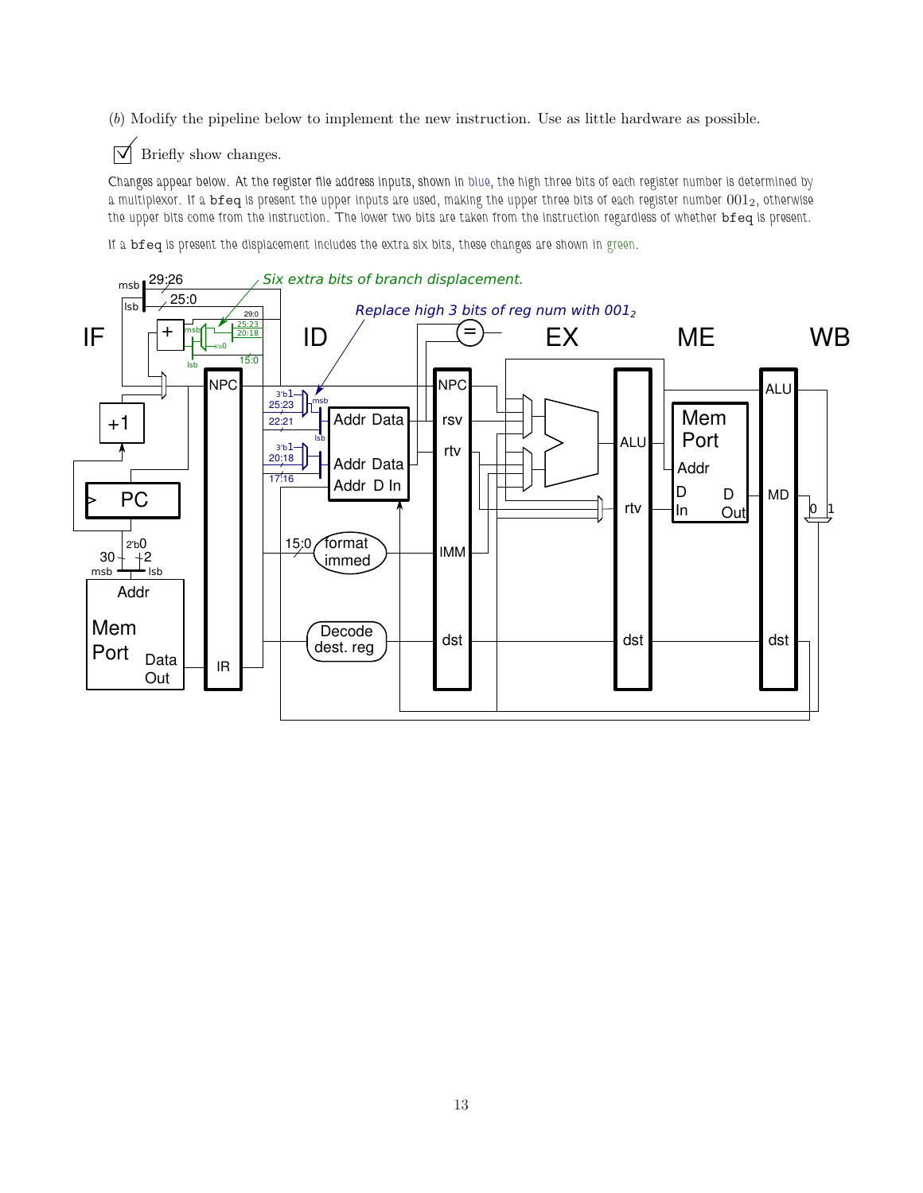(*b*) Modify the pipeline below to implement the new instruction. Use as little hardware as possible.

☑ Briefly show changes.

Changes appear below. At the register file address inputs, shown in blue, the high three bits of each register number is determined by a multiplexor. If a `bfeq` is present the upper inputs are used, making the upper three bits of each register number $001_2$, otherwise the upper bits come from the instruction. The lower two bits are taken from the instruction regardless of whether `bfeq` is present.

If a `bfeq` is present the displacement includes the extra six bits, these changes are shown in green.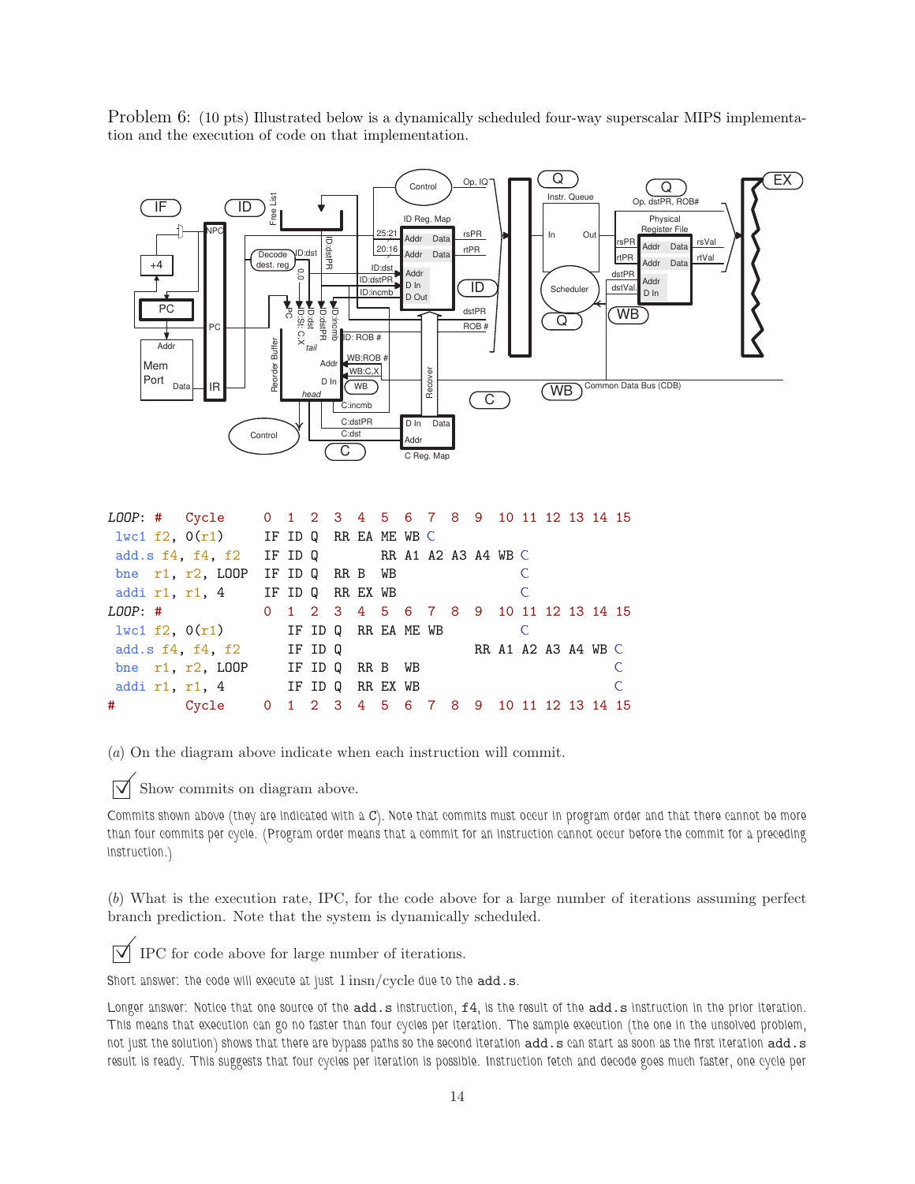Problem 6: (10 pts) Illustrated below is a dynamically scheduled four-way superscalar MIPS implementation and the execution of code on that implementation.

```
LOOP: #   Cycle      0  1  2  3  4  5  6  7  8  9  10 11 12 13 14 15
 lwc1 f2, 0(r1)      IF ID Q  RR EA ME WB C
 add.s f4, f4, f2    IF ID Q        RR A1 A2 A3 A4 WB C
 bne  r1, r2, LOOP   IF ID Q  RR B  WB                C
 addi r1, r1, 4      IF ID Q  RR EX WB                C
LOOP: #              0  1  2  3  4  5  6  7  8  9  10 11 12 13 14 15
 lwc1 f2, 0(r1)         IF ID Q  RR EA ME WB          C
 add.s f4, f4, f2       IF ID Q                 RR A1 A2 A3 A4 WB C
 bne  r1, r2, LOOP      IF ID Q  RR B  WB                         C
 addi r1, r1, 4         IF ID Q  RR EX WB                         C
#         Cycle      0  1  2  3  4  5  6  7  8  9  10 11 12 13 14 15
```

(*a*) On the diagram above indicate when each instruction will commit.

☑ Show commits on diagram above.

Commits shown above (they are indicated with a C). Note that commits must occur in program order and that there cannot be more than four commits per cycle. (Program order means that a commit for an instruction cannot occur before the commit for a preceding instruction.)

(*b*) What is the execution rate, IPC, for the code above for a large number of iterations assuming perfect branch prediction. Note that the system is dynamically scheduled.

☑ IPC for code above for large number of iterations.

Short answer: the code will execute at just 1 insn/cycle due to the `add.s`.

Longer answer: Notice that one source of the `add.s` instruction, `f4`, is the result of the `add.s` instruction in the prior iteration. This means that execution can go no faster than four cycles per iteration. The sample execution (the one in the unsolved problem, not just the solution) shows that there are bypass paths so the second iteration `add.s` can start as soon as the first iteration `add.s` result is ready. This suggests that four cycles per iteration is possible. Instruction fetch and decode goes much faster, one cycle per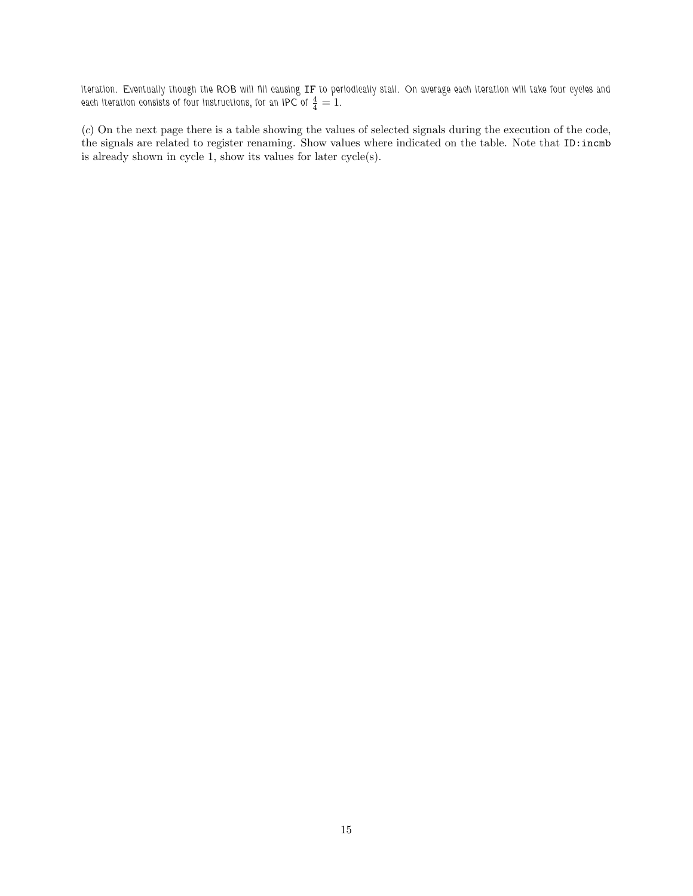iteration. Eventually though the ROB will fill causing IF to periodically stall. On average each iteration will take four cycles and each iteration consists of four instructions, for an IPC of $\frac{4}{4} = 1$.

(*c*) On the next page there is a table showing the values of selected signals during the execution of the code, the signals are related to register renaming. Show values where indicated on the table. Note that `ID:incmb` is already shown in cycle 1, show its values for later cycle(s).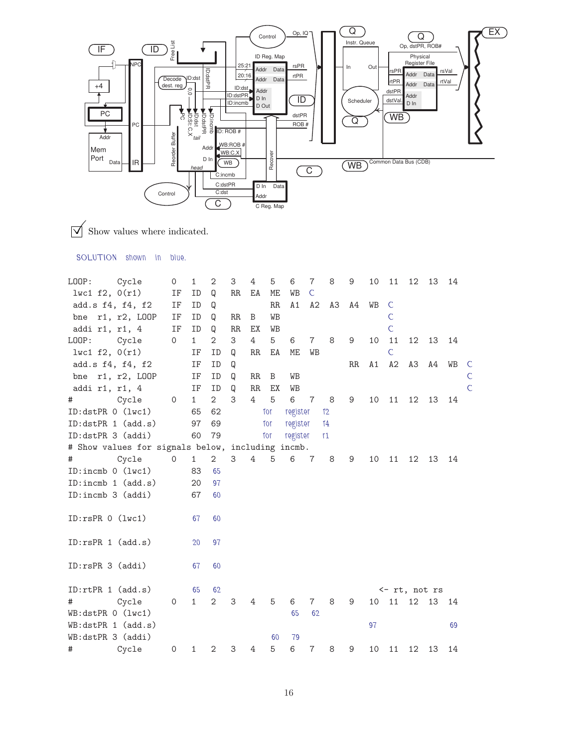☑ Show values where indicated.

SOLUTION shown in blue.

```
LOOP:      Cycle     0   1   2   3   4   5   6   7   8   9   10  11  12  13  14
 lwc1 f2, 0(r1)      IF  ID  Q   RR  EA  ME  WB  C
 add.s f4, f4, f2    IF  ID  Q           RR  A1  A2  A3  A4  WB  C
 bne  r1, r2, LOOP   IF  ID  Q   RR  B   WB                      C
 addi r1, r1, 4      IF  ID  Q   RR  EX  WB                      C
LOOP:      Cycle     0   1   2   3   4   5   6   7   8   9   10  11  12  13  14
 lwc1 f2, 0(r1)          IF  ID  Q   RR  EA  ME  WB              C
 add.s f4, f4, f2        IF  ID  Q                   RR  A1  A2  A3  A4  WB  C
 bne  r1, r2, LOOP       IF  ID  Q   RR  B   WB                                  C
 addi r1, r1, 4          IF  ID  Q   RR  EX  WB                                  C
#          Cycle     0   1   2   3   4   5   6   7   8   9   10  11  12  13  14
ID:dstPR 0 (lwc1)        65  62          for register f2
ID:dstPR 1 (add.s)       97  69          for register f4
ID:dstPR 3 (addi)        60  79          for register r1
# Show values for signals below, including incmb.
#          Cycle     0   1   2   3   4   5   6   7   8   9   10  11  12  13  14
ID:incmb 0 (lwc1)        83  65
ID:incmb 1 (add.s)       20  97
ID:incmb 3 (addi)        67  60

ID:rsPR 0 (lwc1)         67  60

ID:rsPR 1 (add.s)        20  97

ID:rsPR 3 (addi)         67  60

ID:rtPR 1 (add.s)        65  62                                  <- rt, not rs
#          Cycle     0   1   2   3   4   5   6   7   8   9   10  11  12  13  14
WB:dstPR 0 (lwc1)                                65  62
WB:dstPR 1 (add.s)                                           97              69
WB:dstPR 3 (addi)                            60  79
#          Cycle     0   1   2   3   4   5   6   7   8   9   10  11  12  13  14
```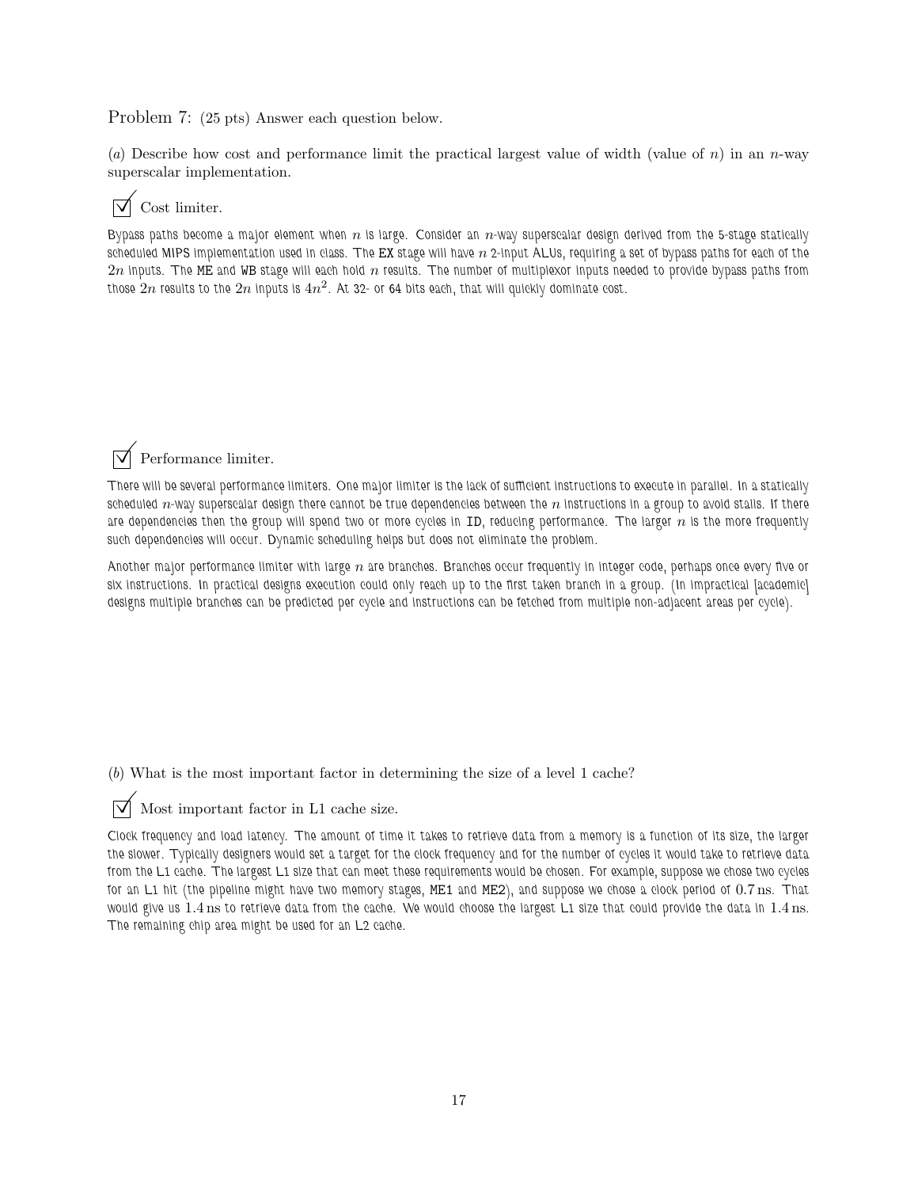Problem 7: (25 pts) Answer each question below.

(*a*) Describe how cost and performance limit the practical largest value of width (value of $n$) in an $n$-way superscalar implementation.

☑ Cost limiter.

Bypass paths become a major element when $n$ is large. Consider an $n$-way superscalar design derived from the 5-stage statically scheduled MIPS implementation used in class. The EX stage will have $n$ 2-input ALUs, requiring a set of bypass paths for each of the $2n$ inputs. The ME and WB stage will each hold $n$ results. The number of multiplexor inputs needed to provide bypass paths from those $2n$ results to the $2n$ inputs is $4n^2$. At 32- or 64 bits each, that will quickly dominate cost.

☑ Performance limiter.

There will be several performance limiters. One major limiter is the lack of sufficient instructions to execute in parallel. In a statically scheduled $n$-way superscalar design there cannot be true dependencies between the $n$ instructions in a group to avoid stalls. If there are dependencies then the group will spend two or more cycles in ID, reducing performance. The larger $n$ is the more frequently such dependencies will occur. Dynamic scheduling helps but does not eliminate the problem.

Another major performance limiter with large $n$ are branches. Branches occur frequently in integer code, perhaps once every five or six instructions. In practical designs execution could only reach up to the first taken branch in a group. (In impractical [academic] designs multiple branches can be predicted per cycle and instructions can be fetched from multiple non-adjacent areas per cycle).

(*b*) What is the most important factor in determining the size of a level 1 cache?

☑ Most important factor in L1 cache size.

Clock frequency and load latency. The amount of time it takes to retrieve data from a memory is a function of its size, the larger the slower. Typically designers would set a target for the clock frequency and for the number of cycles it would take to retrieve data from the L1 cache. The largest L1 size that can meet these requirements would be chosen. For example, suppose we chose two cycles for an L1 hit (the pipeline might have two memory stages, ME1 and ME2), and suppose we chose a clock period of $0.7\,\text{ns}$. That would give us $1.4\,\text{ns}$ to retrieve data from the cache. We would choose the largest L1 size that could provide the data in $1.4\,\text{ns}$. The remaining chip area might be used for an L2 cache.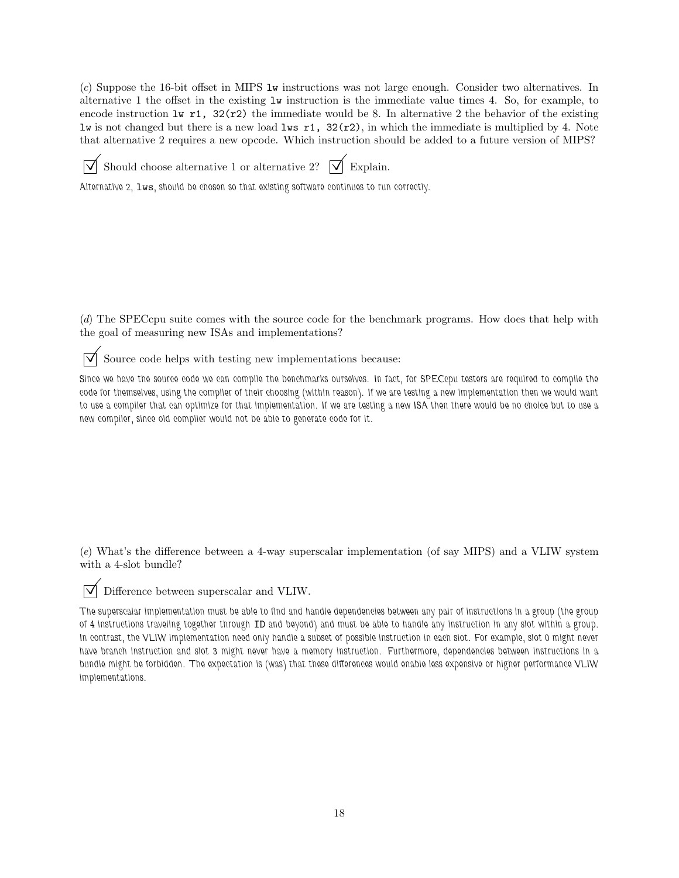(*c*) Suppose the 16-bit offset in MIPS `lw` instructions was not large enough. Consider two alternatives. In alternative 1 the offset in the existing `lw` instruction is the immediate value times 4. So, for example, to encode instruction `lw r1, 32(r2)` the immediate would be 8. In alternative 2 the behavior of the existing `lw` is not changed but there is a new load `lws r1, 32(r2)`, in which the immediate is multiplied by 4. Note that alternative 2 requires a new opcode. Which instruction should be added to a future version of MIPS?

☑ Should choose alternative 1 or alternative 2? ☑ Explain.

Alternative 2, `lws`, should be chosen so that existing software continues to run correctly.

(*d*) The SPECcpu suite comes with the source code for the benchmark programs. How does that help with the goal of measuring new ISAs and implementations?

☑ Source code helps with testing new implementations because:

Since we have the source code we can compile the benchmarks ourselves. In fact, for SPECcpu testers are required to compile the code for themselves, using the compiler of their choosing (within reason). If we are testing a new implementation then we would want to use a compiler that can optimize for that implementation. If we are testing a new ISA then there would be no choice but to use a new compiler, since old compiler would not be able to generate code for it.

(*e*) What's the difference between a 4-way superscalar implementation (of say MIPS) and a VLIW system with a 4-slot bundle?

☑ Difference between superscalar and VLIW.

The superscalar implementation must be able to find and handle dependencies between any pair of instructions in a group (the group of 4 instructions traveling together through ID and beyond) and must be able to handle any instruction in any slot within a group. In contrast, the VLIW implementation need only handle a subset of possible instruction in each slot. For example, slot 0 might never have branch instruction and slot 3 might never have a memory instruction. Furthermore, dependencies between instructions in a bundle might be forbidden. The expectation is (was) that these differences would enable less expensive or higher performance VLIW implementations.